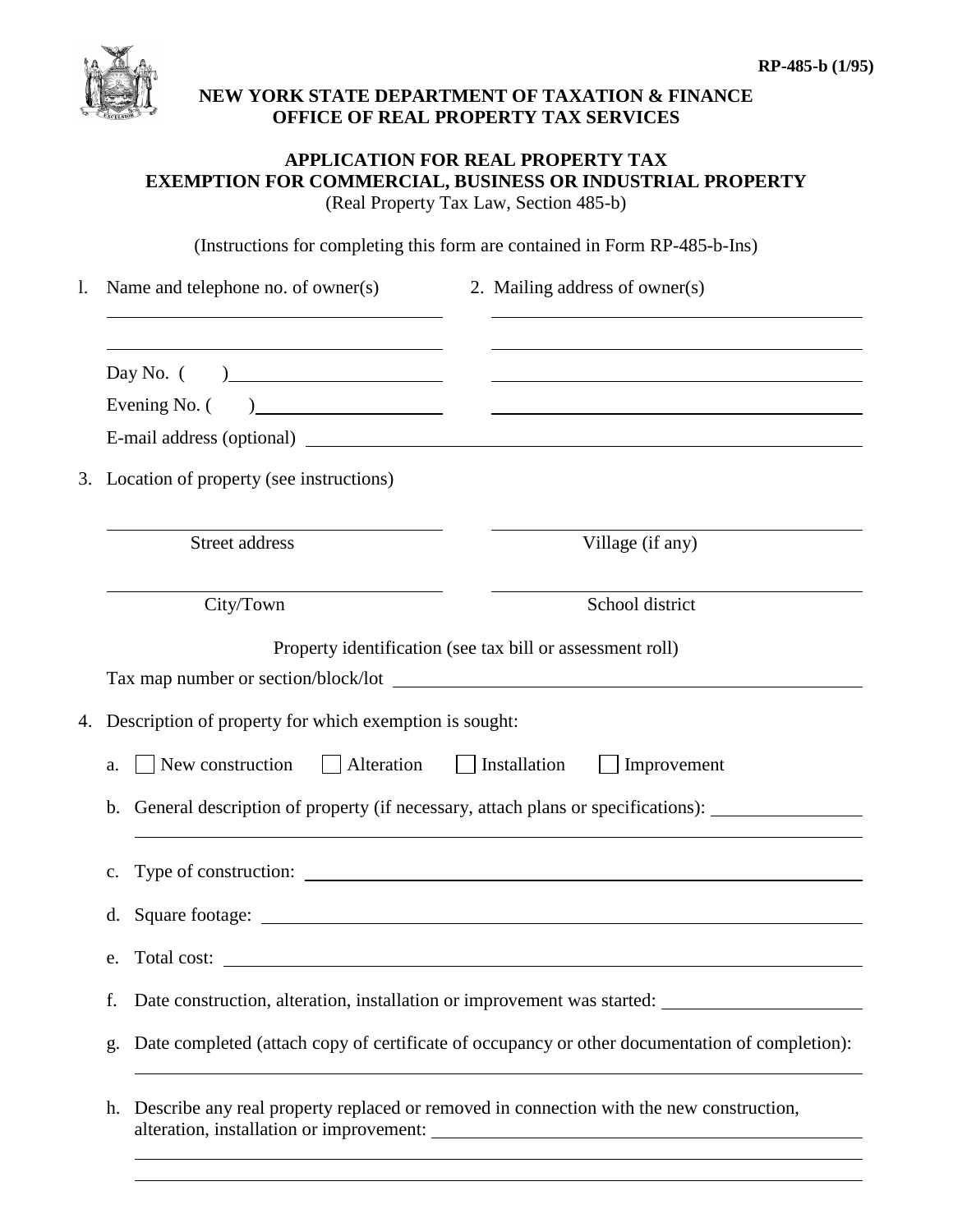RP-485-b (1/95)

**NEW YORK STATE DEPARTMENT OF TAXATION & FINANCE**
**OFFICE OF REAL PROPERTY TAX SERVICES**

# APPLICATION FOR REAL PROPERTY TAX EXEMPTION FOR COMMERCIAL, BUSINESS OR INDUSTRIAL PROPERTY

(Real Property Tax Law, Section 485-b)

(Instructions for completing this form are contained in Form RP-485-b-Ins)

1. Name and telephone no. of owner(s) \_\_\_\_\_\_\_\_\_\_\_\_\_\_\_\_\_\_\_\_

   \_\_\_\_\_\_\_\_\_\_\_\_\_\_\_\_\_\_\_\_

   Day No. (    ) \_\_\_\_\_\_\_\_\_\_\_\_\_\_\_\_\_\_\_\_

   Evening No. (    ) \_\_\_\_\_\_\_\_\_\_\_\_\_\_\_\_\_\_\_\_

   E-mail address (optional) \_\_\_\_\_\_\_\_\_\_\_\_\_\_\_\_\_\_\_\_

2. Mailing address of owner(s) \_\_\_\_\_\_\_\_\_\_\_\_\_\_\_\_\_\_\_\_

   \_\_\_\_\_\_\_\_\_\_\_\_\_\_\_\_\_\_\_\_

   \_\_\_\_\_\_\_\_\_\_\_\_\_\_\_\_\_\_\_\_

   \_\_\_\_\_\_\_\_\_\_\_\_\_\_\_\_\_\_\_\_

3. Location of property (see instructions)

   \_\_\_\_\_\_\_\_\_\_\_\_\_\_\_\_\_\_\_\_ Street address

   \_\_\_\_\_\_\_\_\_\_\_\_\_\_\_\_\_\_\_\_ Village (if any)

   \_\_\_\_\_\_\_\_\_\_\_\_\_\_\_\_\_\_\_\_ City/Town

   \_\_\_\_\_\_\_\_\_\_\_\_\_\_\_\_\_\_\_\_ School district

   Property identification (see tax bill or assessment roll)

   Tax map number or section/block/lot \_\_\_\_\_\_\_\_\_\_\_\_\_\_\_\_\_\_\_\_

4. Description of property for which exemption is sought:

   a. ☐ New construction ☐ Alteration ☐ Installation ☐ Improvement

   b. General description of property (if necessary, attach plans or specifications): \_\_\_\_\_\_\_\_\_\_\_\_\_\_\_\_\_\_\_\_

   c. Type of construction: \_\_\_\_\_\_\_\_\_\_\_\_\_\_\_\_\_\_\_\_

   d. Square footage: \_\_\_\_\_\_\_\_\_\_\_\_\_\_\_\_\_\_\_\_

   e. Total cost: \_\_\_\_\_\_\_\_\_\_\_\_\_\_\_\_\_\_\_\_

   f. Date construction, alteration, installation or improvement was started: \_\_\_\_\_\_\_\_\_\_\_\_\_\_\_\_\_\_\_\_

   g. Date completed (attach copy of certificate of occupancy or other documentation of completion): \_\_\_\_\_\_\_\_\_\_\_\_\_\_\_\_\_\_\_\_

   h. Describe any real property replaced or removed in connection with the new construction, alteration, installation or improvement: \_\_\_\_\_\_\_\_\_\_\_\_\_\_\_\_\_\_\_\_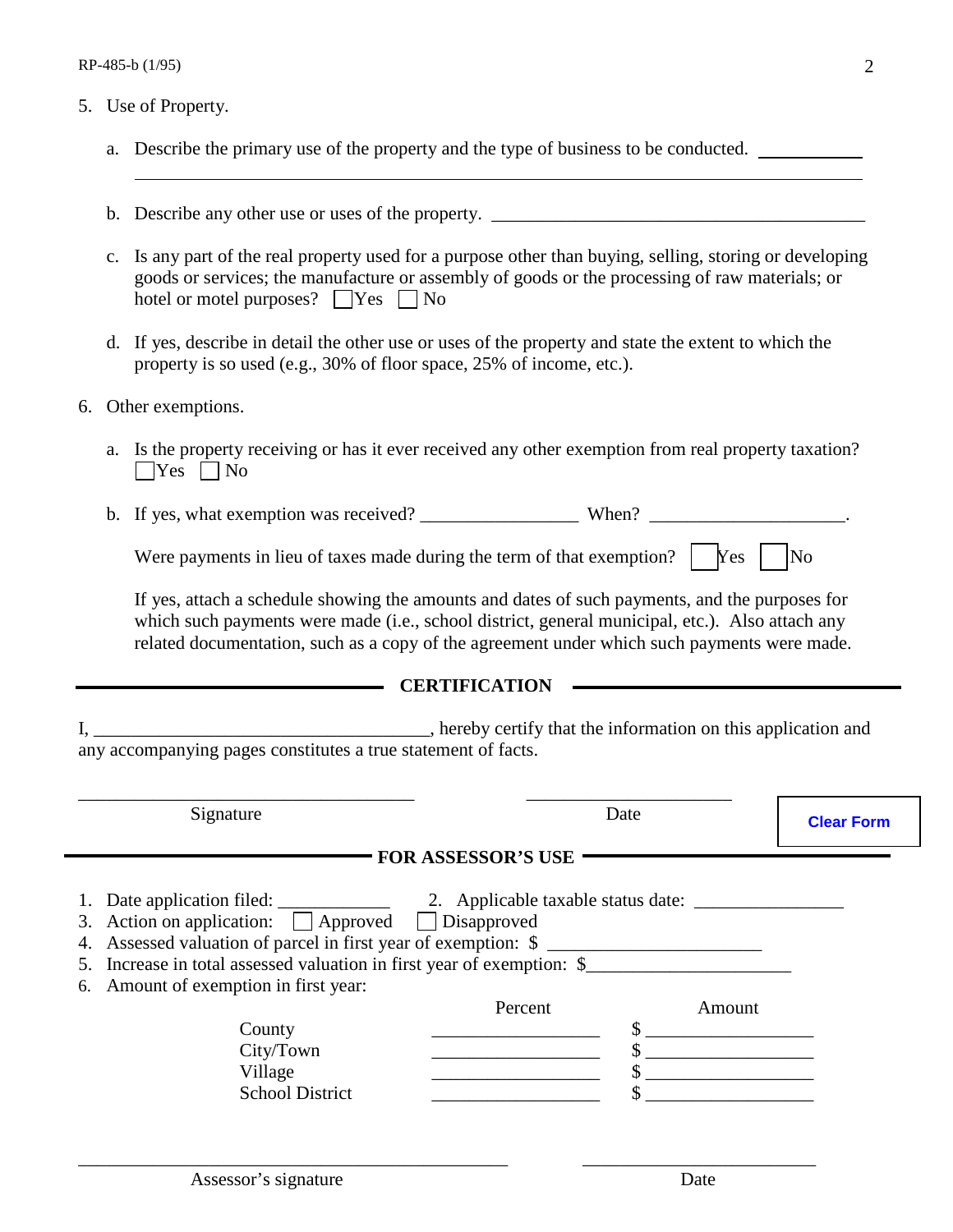5. Use of Property.

   a. Describe the primary use of the property and the type of business to be conducted. ____________

   ______________________________________________________________________________

   b. Describe any other use or uses of the property. ______________________________________________

   c. Is any part of the real property used for a purpose other than buying, selling, storing or developing goods or services; the manufacture or assembly of goods or the processing of raw materials; or hotel or motel purposes? ☐ Yes ☐ No

   d. If yes, describe in detail the other use or uses of the property and state the extent to which the property is so used (e.g., 30% of floor space, 25% of income, etc.).

6. Other exemptions.

   a. Is the property receiving or has it ever received any other exemption from real property taxation? ☐ Yes ☐ No

   b. If yes, what exemption was received? _________________ When? _____________________.

   Were payments in lieu of taxes made during the term of that exemption? ☐ Yes ☐ No

   If yes, attach a schedule showing the amounts and dates of such payments, and the purposes for which such payments were made (i.e., school district, general municipal, etc.). Also attach any related documentation, such as a copy of the agreement under which such payments were made.

## CERTIFICATION

I, ____________________________________, hereby certify that the information on this application and any accompanying pages constitutes a true statement of facts.

_____________________________________ _______________________

Signature Date

Clear Form

## FOR ASSESSOR'S USE

1. Date application filed: ____________ 2. Applicable taxable status date: ________________
3. Action on application: ☐ Approved ☐ Disapproved
4. Assessed valuation of parcel in first year of exemption: $ ______________________
5. Increase in total assessed valuation in first year of exemption: $______________________
6. Amount of exemption in first year:

| | Percent | Amount |
| --- | --- | --- |
| County | __________________ | $ __________________ |
| City/Town | __________________ | $ __________________ |
| Village | __________________ | $ __________________ |
| School District | __________________ | $ __________________ |

_______________________________________________ __________________________

Assessor's signature Date